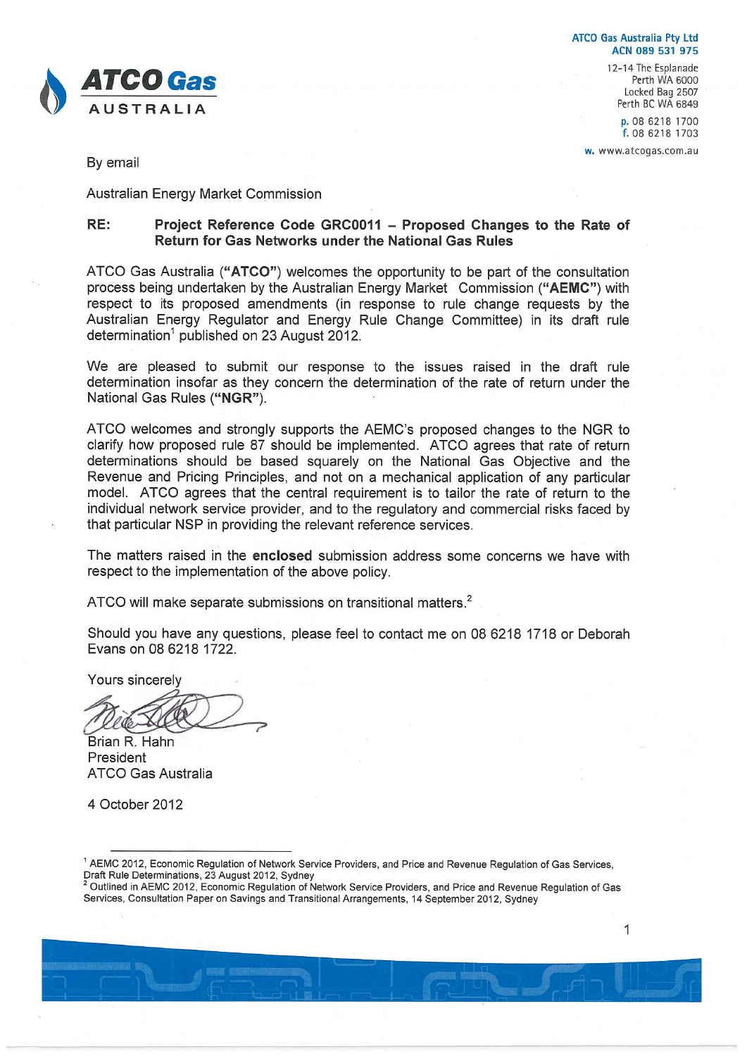ATCO Gas Australia Pty Ltd
ACN 089 531 975

12-14 The Esplanade
Perth WA 6000
Locked Bag 2507
Perth BC WA 6849

p. 08 6218 1700
f. 08 6218 1703

w. www.atcogas.com.au

By email

Australian Energy Market Commission

**RE: Project Reference Code GRC0011 – Proposed Changes to the Rate of Return for Gas Networks under the National Gas Rules**

ATCO Gas Australia (**"ATCO"**) welcomes the opportunity to be part of the consultation process being undertaken by the Australian Energy Market Commission (**"AEMC"**) with respect to its proposed amendments (in response to rule change requests by the Australian Energy Regulator and Energy Rule Change Committee) in its draft rule determination[1] published on 23 August 2012.

We are pleased to submit our response to the issues raised in the draft rule determination insofar as they concern the determination of the rate of return under the National Gas Rules (**"NGR"**).

ATCO welcomes and strongly supports the AEMC's proposed changes to the NGR to clarify how proposed rule 87 should be implemented. ATCO agrees that rate of return determinations should be based squarely on the National Gas Objective and the Revenue and Pricing Principles, and not on a mechanical application of any particular model. ATCO agrees that the central requirement is to tailor the rate of return to the individual network service provider, and to the regulatory and commercial risks faced by that particular NSP in providing the relevant reference services.

The matters raised in the **enclosed** submission address some concerns we have with respect to the implementation of the above policy.

ATCO will make separate submissions on transitional matters.[2]

Should you have any questions, please feel to contact me on 08 6218 1718 or Deborah Evans on 08 6218 1722.

Yours sincerely

Brian R. Hahn
President
ATCO Gas Australia

4 October 2012

---

[1] AEMC 2012, Economic Regulation of Network Service Providers, and Price and Revenue Regulation of Gas Services, Draft Rule Determinations, 23 August 2012, Sydney

[2] Outlined in AEMC 2012, Economic Regulation of Network Service Providers, and Price and Revenue Regulation of Gas Services, Consultation Paper on Savings and Transitional Arrangements, 14 September 2012, Sydney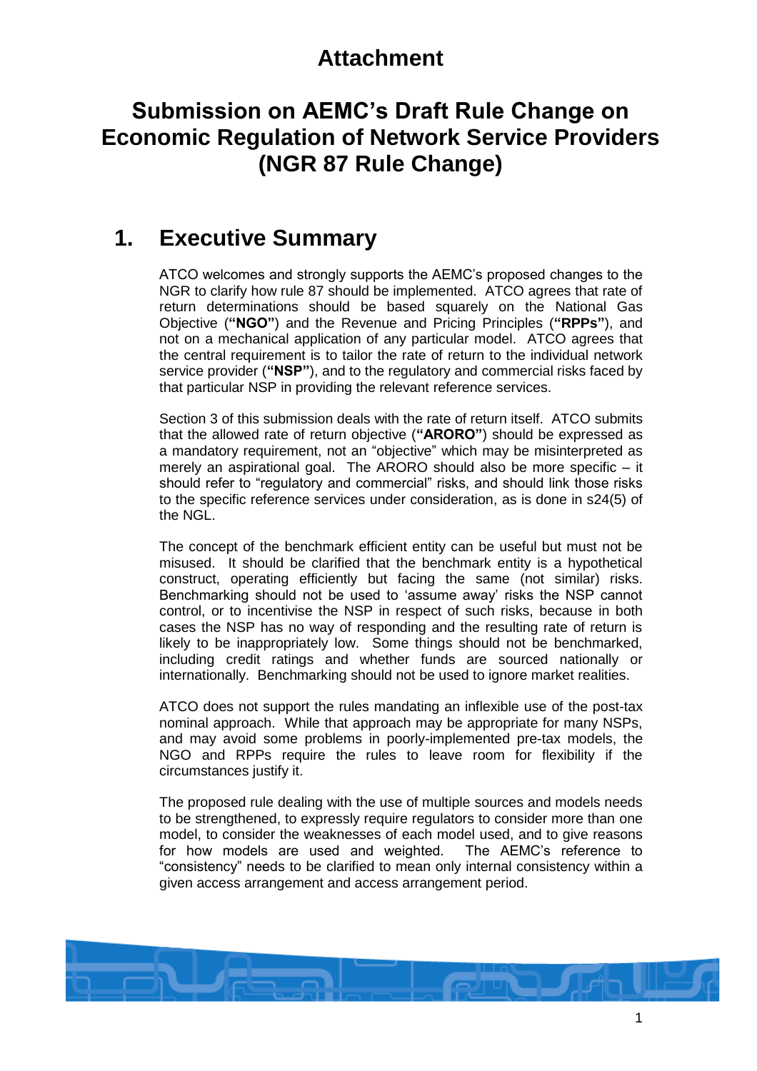# Attachment

# Submission on AEMC's Draft Rule Change on Economic Regulation of Network Service Providers (NGR 87 Rule Change)

## 1. Executive Summary

ATCO welcomes and strongly supports the AEMC's proposed changes to the NGR to clarify how rule 87 should be implemented. ATCO agrees that rate of return determinations should be based squarely on the National Gas Objective (**"NGO"**) and the Revenue and Pricing Principles (**"RPPs"**), and not on a mechanical application of any particular model. ATCO agrees that the central requirement is to tailor the rate of return to the individual network service provider (**"NSP"**), and to the regulatory and commercial risks faced by that particular NSP in providing the relevant reference services.

Section 3 of this submission deals with the rate of return itself. ATCO submits that the allowed rate of return objective (**"ARORO"**) should be expressed as a mandatory requirement, not an "objective" which may be misinterpreted as merely an aspirational goal. The ARORO should also be more specific – it should refer to "regulatory and commercial" risks, and should link those risks to the specific reference services under consideration, as is done in s24(5) of the NGL.

The concept of the benchmark efficient entity can be useful but must not be misused. It should be clarified that the benchmark entity is a hypothetical construct, operating efficiently but facing the same (not similar) risks. Benchmarking should not be used to 'assume away' risks the NSP cannot control, or to incentivise the NSP in respect of such risks, because in both cases the NSP has no way of responding and the resulting rate of return is likely to be inappropriately low. Some things should not be benchmarked, including credit ratings and whether funds are sourced nationally or internationally. Benchmarking should not be used to ignore market realities.

ATCO does not support the rules mandating an inflexible use of the post-tax nominal approach. While that approach may be appropriate for many NSPs, and may avoid some problems in poorly-implemented pre-tax models, the NGO and RPPs require the rules to leave room for flexibility if the circumstances justify it.

The proposed rule dealing with the use of multiple sources and models needs to be strengthened, to expressly require regulators to consider more than one model, to consider the weaknesses of each model used, and to give reasons for how models are used and weighted. The AEMC's reference to "consistency" needs to be clarified to mean only internal consistency within a given access arrangement and access arrangement period.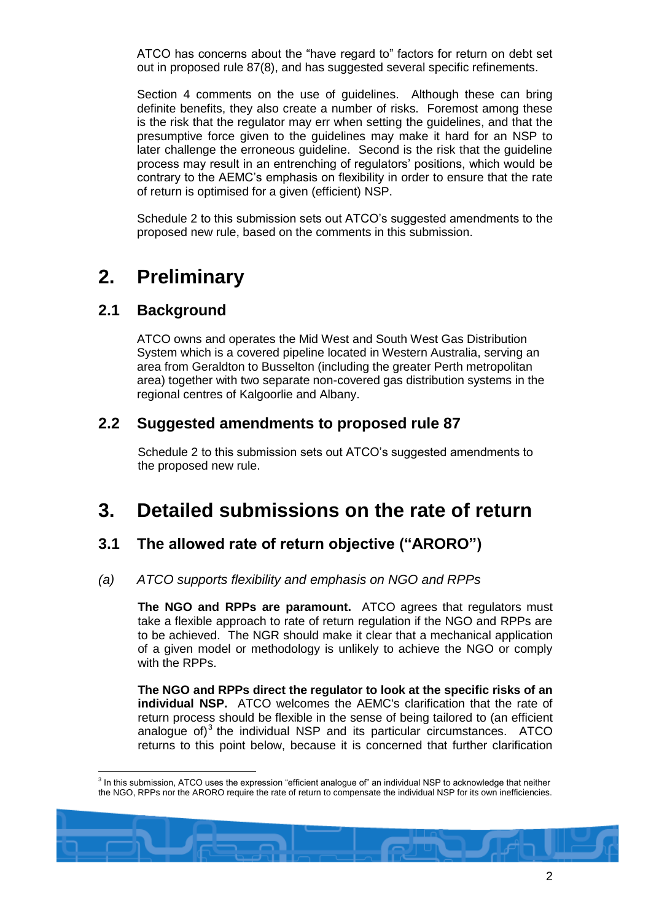ATCO has concerns about the "have regard to" factors for return on debt set out in proposed rule 87(8), and has suggested several specific refinements.

Section 4 comments on the use of guidelines. Although these can bring definite benefits, they also create a number of risks. Foremost among these is the risk that the regulator may err when setting the guidelines, and that the presumptive force given to the guidelines may make it hard for an NSP to later challenge the erroneous guideline. Second is the risk that the guideline process may result in an entrenching of regulators' positions, which would be contrary to the AEMC's emphasis on flexibility in order to ensure that the rate of return is optimised for a given (efficient) NSP.

Schedule 2 to this submission sets out ATCO's suggested amendments to the proposed new rule, based on the comments in this submission.

# 2. Preliminary

## 2.1 Background

ATCO owns and operates the Mid West and South West Gas Distribution System which is a covered pipeline located in Western Australia, serving an area from Geraldton to Busselton (including the greater Perth metropolitan area) together with two separate non-covered gas distribution systems in the regional centres of Kalgoorlie and Albany.

## 2.2 Suggested amendments to proposed rule 87

Schedule 2 to this submission sets out ATCO's suggested amendments to the proposed new rule.

# 3. Detailed submissions on the rate of return

## 3.1 The allowed rate of return objective ("ARORO")

### (a) *ATCO supports flexibility and emphasis on NGO and RPPs*

**The NGO and RPPs are paramount.** ATCO agrees that regulators must take a flexible approach to rate of return regulation if the NGO and RPPs are to be achieved. The NGR should make it clear that a mechanical application of a given model or methodology is unlikely to achieve the NGO or comply with the RPPs.

**The NGO and RPPs direct the regulator to look at the specific risks of an individual NSP.** ATCO welcomes the AEMC's clarification that the rate of return process should be flexible in the sense of being tailored to (an efficient analogue of)[3] the individual NSP and its particular circumstances. ATCO returns to this point below, because it is concerned that further clarification

[3] In this submission, ATCO uses the expression "efficient analogue of" an individual NSP to acknowledge that neither the NGO, RPPs nor the ARORO require the rate of return to compensate the individual NSP for its own inefficiencies.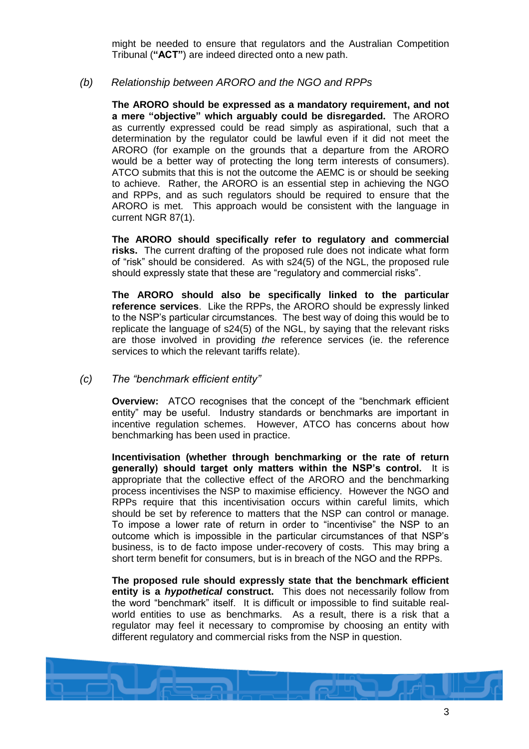might be needed to ensure that regulators and the Australian Competition Tribunal (**"ACT"**) are indeed directed onto a new path.

### *(b) Relationship between ARORO and the NGO and RPPs*

**The ARORO should be expressed as a mandatory requirement, and not a mere "objective" which arguably could be disregarded.** The ARORO as currently expressed could be read simply as aspirational, such that a determination by the regulator could be lawful even if it did not meet the ARORO (for example on the grounds that a departure from the ARORO would be a better way of protecting the long term interests of consumers). ATCO submits that this is not the outcome the AEMC is or should be seeking to achieve. Rather, the ARORO is an essential step in achieving the NGO and RPPs, and as such regulators should be required to ensure that the ARORO is met. This approach would be consistent with the language in current NGR 87(1).

**The ARORO should specifically refer to regulatory and commercial risks.** The current drafting of the proposed rule does not indicate what form of "risk" should be considered. As with s24(5) of the NGL, the proposed rule should expressly state that these are "regulatory and commercial risks".

**The ARORO should also be specifically linked to the particular reference services**. Like the RPPs, the ARORO should be expressly linked to the NSP's particular circumstances. The best way of doing this would be to replicate the language of s24(5) of the NGL, by saying that the relevant risks are those involved in providing *the* reference services (ie. the reference services to which the relevant tariffs relate).

### *(c) The "benchmark efficient entity"*

**Overview:** ATCO recognises that the concept of the "benchmark efficient entity" may be useful. Industry standards or benchmarks are important in incentive regulation schemes. However, ATCO has concerns about how benchmarking has been used in practice.

**Incentivisation (whether through benchmarking or the rate of return generally) should target only matters within the NSP's control.** It is appropriate that the collective effect of the ARORO and the benchmarking process incentivises the NSP to maximise efficiency. However the NGO and RPPs require that this incentivisation occurs within careful limits, which should be set by reference to matters that the NSP can control or manage. To impose a lower rate of return in order to "incentivise" the NSP to an outcome which is impossible in the particular circumstances of that NSP's business, is to de facto impose under-recovery of costs. This may bring a short term benefit for consumers, but is in breach of the NGO and the RPPs.

**The proposed rule should expressly state that the benchmark efficient entity is a *hypothetical* construct.** This does not necessarily follow from the word "benchmark" itself. It is difficult or impossible to find suitable real-world entities to use as benchmarks. As a result, there is a risk that a regulator may feel it necessary to compromise by choosing an entity with different regulatory and commercial risks from the NSP in question.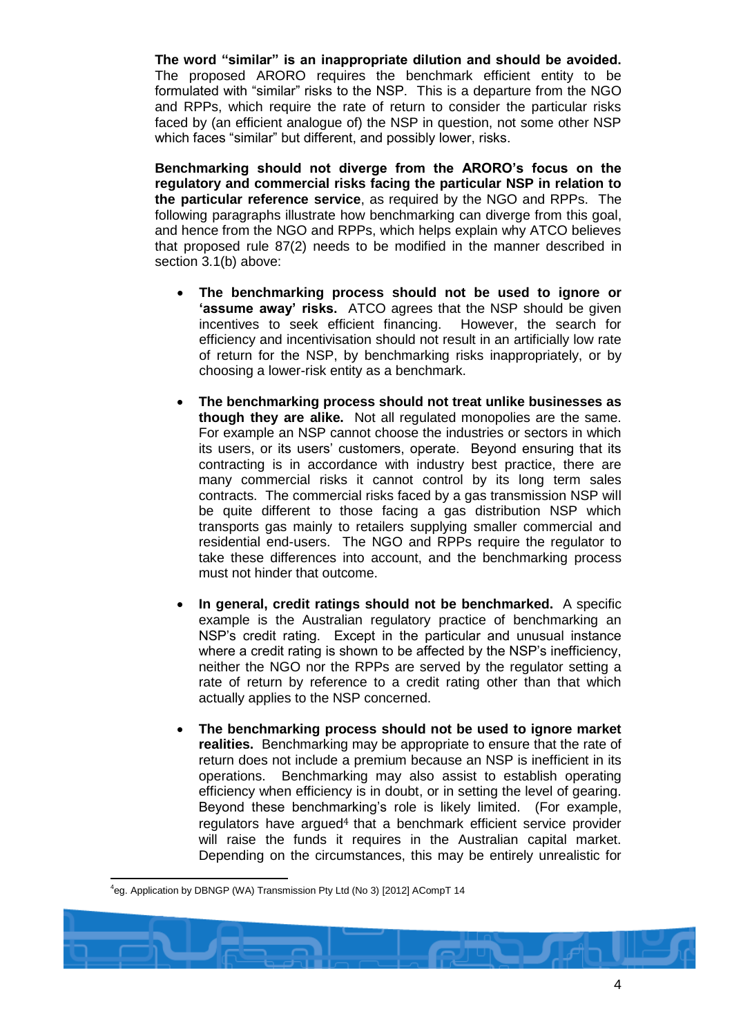**The word "similar" is an inappropriate dilution and should be avoided.** The proposed ARORO requires the benchmark efficient entity to be formulated with "similar" risks to the NSP. This is a departure from the NGO and RPPs, which require the rate of return to consider the particular risks faced by (an efficient analogue of) the NSP in question, not some other NSP which faces "similar" but different, and possibly lower, risks.

**Benchmarking should not diverge from the ARORO's focus on the regulatory and commercial risks facing the particular NSP in relation to the particular reference service**, as required by the NGO and RPPs. The following paragraphs illustrate how benchmarking can diverge from this goal, and hence from the NGO and RPPs, which helps explain why ATCO believes that proposed rule 87(2) needs to be modified in the manner described in section 3.1(b) above:

- **The benchmarking process should not be used to ignore or 'assume away' risks.** ATCO agrees that the NSP should be given incentives to seek efficient financing. However, the search for efficiency and incentivisation should not result in an artificially low rate of return for the NSP, by benchmarking risks inappropriately, or by choosing a lower-risk entity as a benchmark.

- **The benchmarking process should not treat unlike businesses as though they are alike.** Not all regulated monopolies are the same. For example an NSP cannot choose the industries or sectors in which its users, or its users' customers, operate. Beyond ensuring that its contracting is in accordance with industry best practice, there are many commercial risks it cannot control by its long term sales contracts. The commercial risks faced by a gas transmission NSP will be quite different to those facing a gas distribution NSP which transports gas mainly to retailers supplying smaller commercial and residential end-users. The NGO and RPPs require the regulator to take these differences into account, and the benchmarking process must not hinder that outcome.

- **In general, credit ratings should not be benchmarked.** A specific example is the Australian regulatory practice of benchmarking an NSP's credit rating. Except in the particular and unusual instance where a credit rating is shown to be affected by the NSP's inefficiency, neither the NGO nor the RPPs are served by the regulator setting a rate of return by reference to a credit rating other than that which actually applies to the NSP concerned.

- **The benchmarking process should not be used to ignore market realities.** Benchmarking may be appropriate to ensure that the rate of return does not include a premium because an NSP is inefficient in its operations. Benchmarking may also assist to establish operating efficiency when efficiency is in doubt, or in setting the level of gearing. Beyond these benchmarking's role is likely limited. (For example, regulators have argued[4] that a benchmark efficient service provider will raise the funds it requires in the Australian capital market. Depending on the circumstances, this may be entirely unrealistic for

[4] eg. Application by DBNGP (WA) Transmission Pty Ltd (No 3) [2012] ACompT 14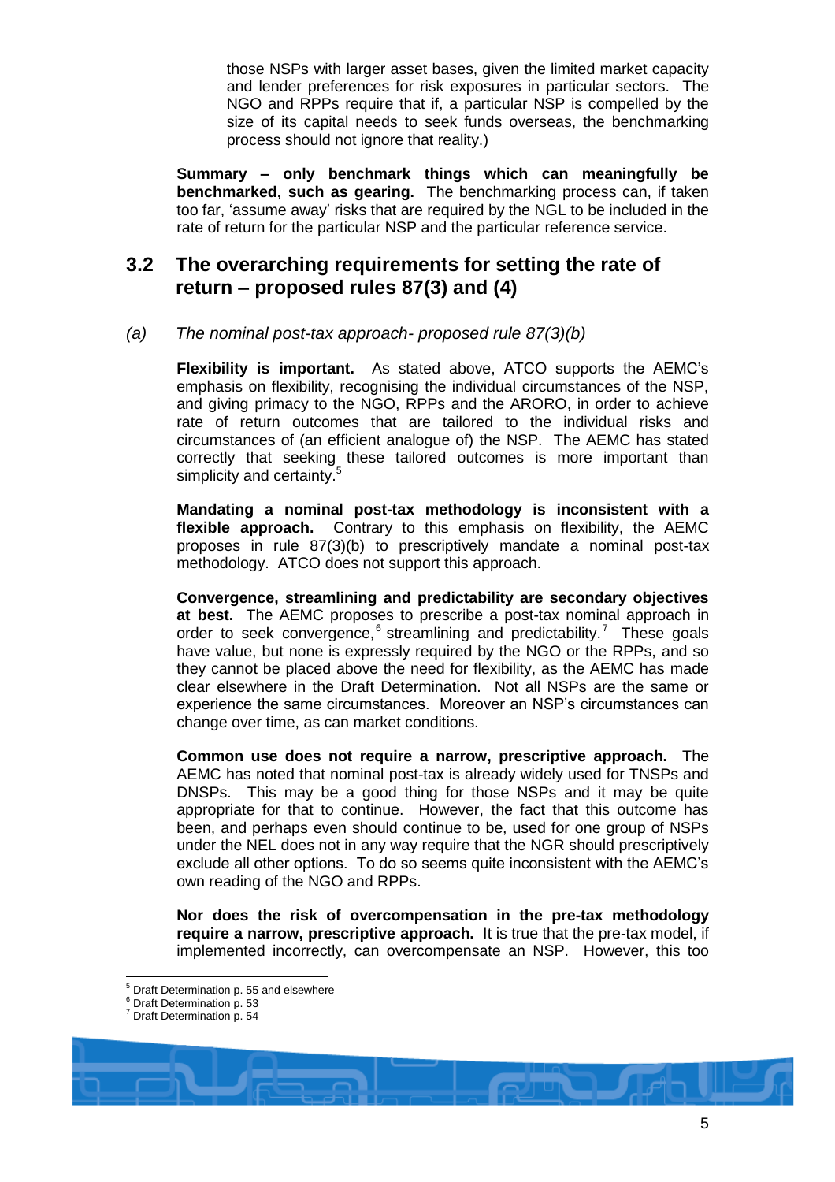those NSPs with larger asset bases, given the limited market capacity and lender preferences for risk exposures in particular sectors. The NGO and RPPs require that if, a particular NSP is compelled by the size of its capital needs to seek funds overseas, the benchmarking process should not ignore that reality.)

**Summary – only benchmark things which can meaningfully be benchmarked, such as gearing.** The benchmarking process can, if taken too far, 'assume away' risks that are required by the NGL to be included in the rate of return for the particular NSP and the particular reference service.

## 3.2 The overarching requirements for setting the rate of return – proposed rules 87(3) and (4)

*(a) The nominal post-tax approach- proposed rule 87(3)(b)*

**Flexibility is important.** As stated above, ATCO supports the AEMC's emphasis on flexibility, recognising the individual circumstances of the NSP, and giving primacy to the NGO, RPPs and the ARORO, in order to achieve rate of return outcomes that are tailored to the individual risks and circumstances of (an efficient analogue of) the NSP. The AEMC has stated correctly that seeking these tailored outcomes is more important than simplicity and certainty.[5]

**Mandating a nominal post-tax methodology is inconsistent with a flexible approach.** Contrary to this emphasis on flexibility, the AEMC proposes in rule 87(3)(b) to prescriptively mandate a nominal post-tax methodology. ATCO does not support this approach.

**Convergence, streamlining and predictability are secondary objectives at best.** The AEMC proposes to prescribe a post-tax nominal approach in order to seek convergence,[6] streamlining and predictability.[7] These goals have value, but none is expressly required by the NGO or the RPPs, and so they cannot be placed above the need for flexibility, as the AEMC has made clear elsewhere in the Draft Determination. Not all NSPs are the same or experience the same circumstances. Moreover an NSP's circumstances can change over time, as can market conditions.

**Common use does not require a narrow, prescriptive approach.** The AEMC has noted that nominal post-tax is already widely used for TNSPs and DNSPs. This may be a good thing for those NSPs and it may be quite appropriate for that to continue. However, the fact that this outcome has been, and perhaps even should continue to be, used for one group of NSPs under the NEL does not in any way require that the NGR should prescriptively exclude all other options. To do so seems quite inconsistent with the AEMC's own reading of the NGO and RPPs.

**Nor does the risk of overcompensation in the pre-tax methodology require a narrow, prescriptive approach.** It is true that the pre-tax model, if implemented incorrectly, can overcompensate an NSP. However, this too

[5] Draft Determination p. 55 and elsewhere

[6] Draft Determination p. 53

[7] Draft Determination p. 54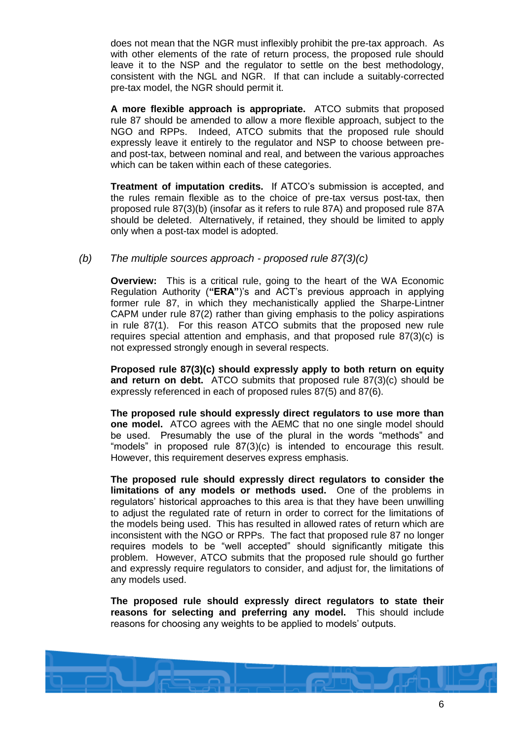does not mean that the NGR must inflexibly prohibit the pre-tax approach. As with other elements of the rate of return process, the proposed rule should leave it to the NSP and the regulator to settle on the best methodology, consistent with the NGL and NGR. If that can include a suitably-corrected pre-tax model, the NGR should permit it.

**A more flexible approach is appropriate.** ATCO submits that proposed rule 87 should be amended to allow a more flexible approach, subject to the NGO and RPPs. Indeed, ATCO submits that the proposed rule should expressly leave it entirely to the regulator and NSP to choose between pre- and post-tax, between nominal and real, and between the various approaches which can be taken within each of these categories.

**Treatment of imputation credits.** If ATCO's submission is accepted, and the rules remain flexible as to the choice of pre-tax versus post-tax, then proposed rule 87(3)(b) (insofar as it refers to rule 87A) and proposed rule 87A should be deleted. Alternatively, if retained, they should be limited to apply only when a post-tax model is adopted.

*(b) The multiple sources approach - proposed rule 87(3)(c)*

**Overview:** This is a critical rule, going to the heart of the WA Economic Regulation Authority (**"ERA"**)'s and ACT's previous approach in applying former rule 87, in which they mechanistically applied the Sharpe-Lintner CAPM under rule 87(2) rather than giving emphasis to the policy aspirations in rule 87(1). For this reason ATCO submits that the proposed new rule requires special attention and emphasis, and that proposed rule 87(3)(c) is not expressed strongly enough in several respects.

**Proposed rule 87(3)(c) should expressly apply to both return on equity and return on debt.** ATCO submits that proposed rule 87(3)(c) should be expressly referenced in each of proposed rules 87(5) and 87(6).

**The proposed rule should expressly direct regulators to use more than one model.** ATCO agrees with the AEMC that no one single model should be used. Presumably the use of the plural in the words "methods" and "models" in proposed rule 87(3)(c) is intended to encourage this result. However, this requirement deserves express emphasis.

**The proposed rule should expressly direct regulators to consider the limitations of any models or methods used.** One of the problems in regulators' historical approaches to this area is that they have been unwilling to adjust the regulated rate of return in order to correct for the limitations of the models being used. This has resulted in allowed rates of return which are inconsistent with the NGO or RPPs. The fact that proposed rule 87 no longer requires models to be "well accepted" should significantly mitigate this problem. However, ATCO submits that the proposed rule should go further and expressly require regulators to consider, and adjust for, the limitations of any models used.

**The proposed rule should expressly direct regulators to state their reasons for selecting and preferring any model.** This should include reasons for choosing any weights to be applied to models' outputs.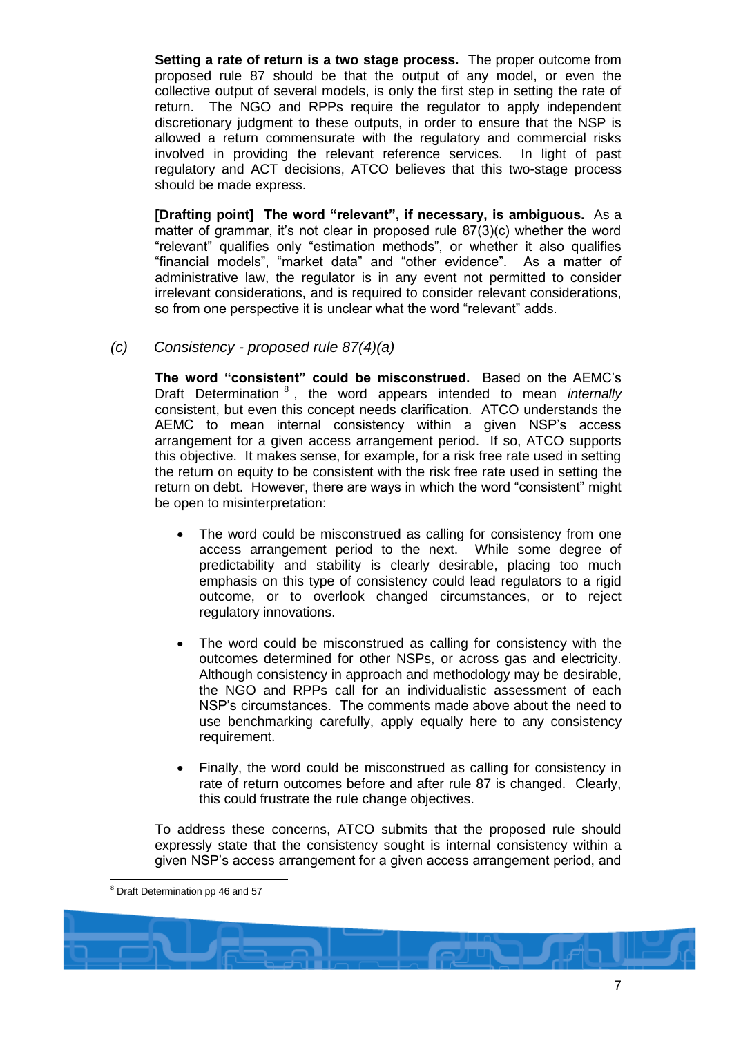**Setting a rate of return is a two stage process.** The proper outcome from proposed rule 87 should be that the output of any model, or even the collective output of several models, is only the first step in setting the rate of return. The NGO and RPPs require the regulator to apply independent discretionary judgment to these outputs, in order to ensure that the NSP is allowed a return commensurate with the regulatory and commercial risks involved in providing the relevant reference services. In light of past regulatory and ACT decisions, ATCO believes that this two-stage process should be made express.

**[Drafting point] The word "relevant", if necessary, is ambiguous.** As a matter of grammar, it's not clear in proposed rule 87(3)(c) whether the word "relevant" qualifies only "estimation methods", or whether it also qualifies "financial models", "market data" and "other evidence". As a matter of administrative law, the regulator is in any event not permitted to consider irrelevant considerations, and is required to consider relevant considerations, so from one perspective it is unclear what the word "relevant" adds.

### *(c) Consistency - proposed rule 87(4)(a)*

**The word "consistent" could be misconstrued.** Based on the AEMC's Draft Determination [8], the word appears intended to mean *internally* consistent, but even this concept needs clarification. ATCO understands the AEMC to mean internal consistency within a given NSP's access arrangement for a given access arrangement period. If so, ATCO supports this objective. It makes sense, for example, for a risk free rate used in setting the return on equity to be consistent with the risk free rate used in setting the return on debt. However, there are ways in which the word "consistent" might be open to misinterpretation:

- The word could be misconstrued as calling for consistency from one access arrangement period to the next. While some degree of predictability and stability is clearly desirable, placing too much emphasis on this type of consistency could lead regulators to a rigid outcome, or to overlook changed circumstances, or to reject regulatory innovations.
- The word could be misconstrued as calling for consistency with the outcomes determined for other NSPs, or across gas and electricity. Although consistency in approach and methodology may be desirable, the NGO and RPPs call for an individualistic assessment of each NSP's circumstances. The comments made above about the need to use benchmarking carefully, apply equally here to any consistency requirement.
- Finally, the word could be misconstrued as calling for consistency in rate of return outcomes before and after rule 87 is changed. Clearly, this could frustrate the rule change objectives.

To address these concerns, ATCO submits that the proposed rule should expressly state that the consistency sought is internal consistency within a given NSP's access arrangement for a given access arrangement period, and

[8] Draft Determination pp 46 and 57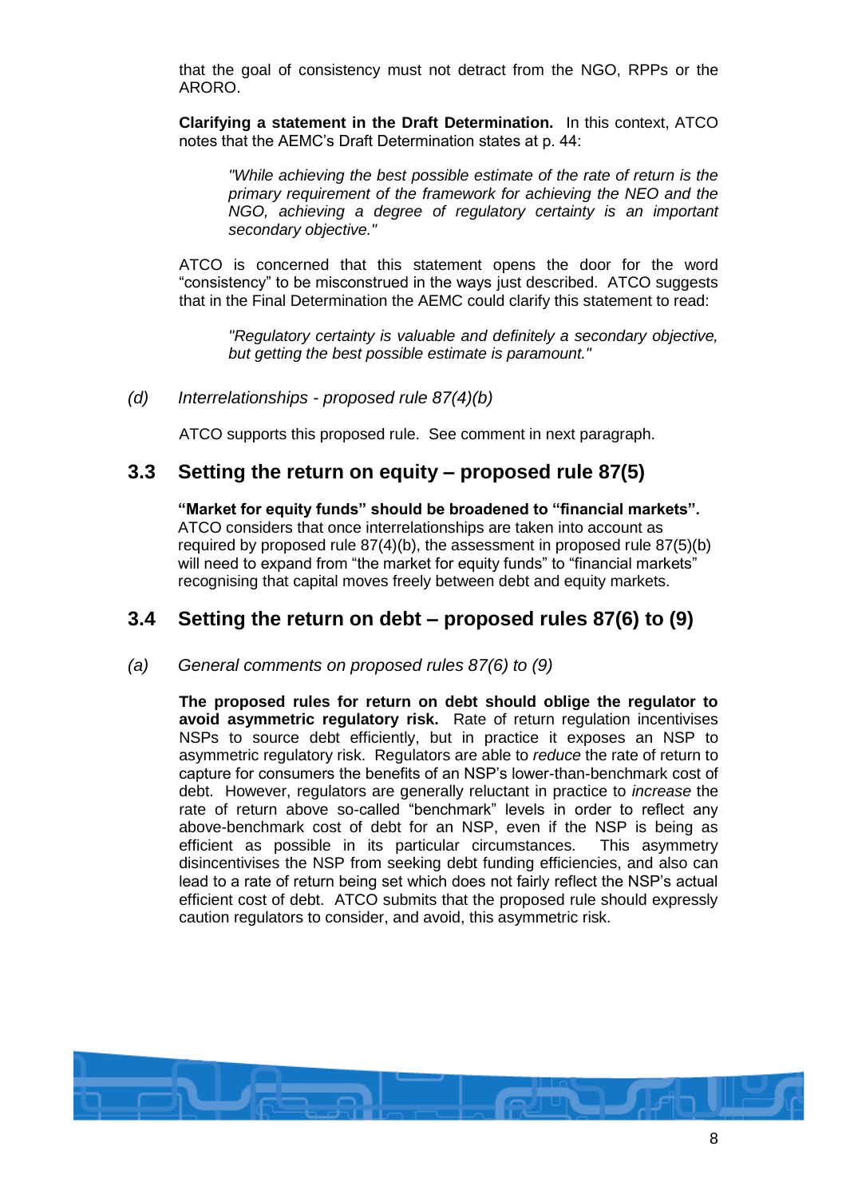that the goal of consistency must not detract from the NGO, RPPs or the ARORO.

**Clarifying a statement in the Draft Determination.** In this context, ATCO notes that the AEMC's Draft Determination states at p. 44:

> *"While achieving the best possible estimate of the rate of return is the primary requirement of the framework for achieving the NEO and the NGO, achieving a degree of regulatory certainty is an important secondary objective."*

ATCO is concerned that this statement opens the door for the word "consistency" to be misconstrued in the ways just described. ATCO suggests that in the Final Determination the AEMC could clarify this statement to read:

> *"Regulatory certainty is valuable and definitely a secondary objective, but getting the best possible estimate is paramount."*

*(d) Interrelationships - proposed rule 87(4)(b)*

ATCO supports this proposed rule. See comment in next paragraph.

## 3.3 Setting the return on equity – proposed rule 87(5)

**"Market for equity funds" should be broadened to "financial markets".** ATCO considers that once interrelationships are taken into account as required by proposed rule 87(4)(b), the assessment in proposed rule 87(5)(b) will need to expand from "the market for equity funds" to "financial markets" recognising that capital moves freely between debt and equity markets.

## 3.4 Setting the return on debt – proposed rules 87(6) to (9)

*(a) General comments on proposed rules 87(6) to (9)*

**The proposed rules for return on debt should oblige the regulator to avoid asymmetric regulatory risk.** Rate of return regulation incentivises NSPs to source debt efficiently, but in practice it exposes an NSP to asymmetric regulatory risk. Regulators are able to *reduce* the rate of return to capture for consumers the benefits of an NSP's lower-than-benchmark cost of debt. However, regulators are generally reluctant in practice to *increase* the rate of return above so-called "benchmark" levels in order to reflect any above-benchmark cost of debt for an NSP, even if the NSP is being as efficient as possible in its particular circumstances. This asymmetry disincentivises the NSP from seeking debt funding efficiencies, and also can lead to a rate of return being set which does not fairly reflect the NSP's actual efficient cost of debt. ATCO submits that the proposed rule should expressly caution regulators to consider, and avoid, this asymmetric risk.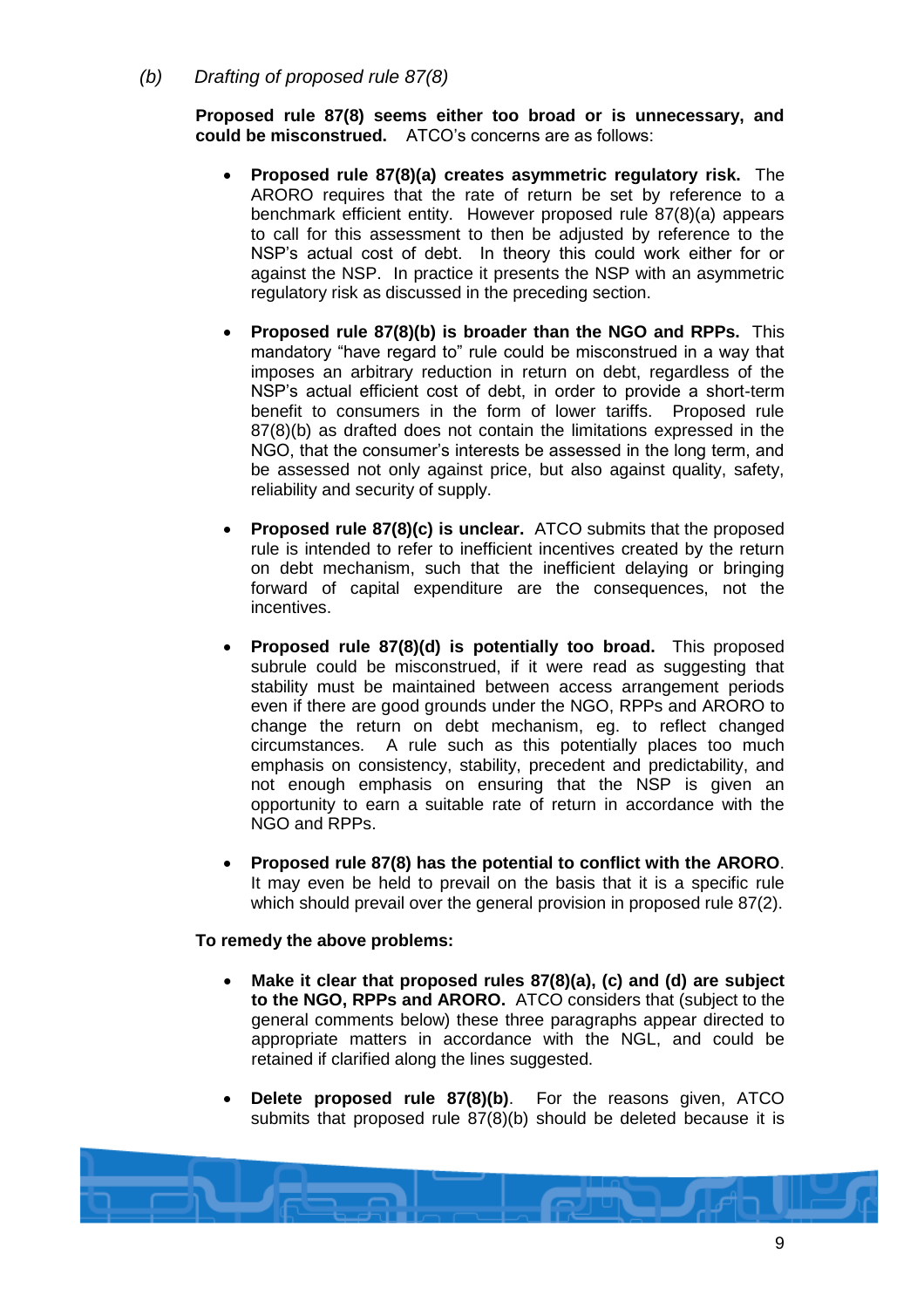### *(b) Drafting of proposed rule 87(8)*

**Proposed rule 87(8) seems either too broad or is unnecessary, and could be misconstrued.** ATCO's concerns are as follows:

- **Proposed rule 87(8)(a) creates asymmetric regulatory risk.** The ARORO requires that the rate of return be set by reference to a benchmark efficient entity. However proposed rule 87(8)(a) appears to call for this assessment to then be adjusted by reference to the NSP's actual cost of debt. In theory this could work either for or against the NSP. In practice it presents the NSP with an asymmetric regulatory risk as discussed in the preceding section.

- **Proposed rule 87(8)(b) is broader than the NGO and RPPs.** This mandatory "have regard to" rule could be misconstrued in a way that imposes an arbitrary reduction in return on debt, regardless of the NSP's actual efficient cost of debt, in order to provide a short-term benefit to consumers in the form of lower tariffs. Proposed rule 87(8)(b) as drafted does not contain the limitations expressed in the NGO, that the consumer's interests be assessed in the long term, and be assessed not only against price, but also against quality, safety, reliability and security of supply.

- **Proposed rule 87(8)(c) is unclear.** ATCO submits that the proposed rule is intended to refer to inefficient incentives created by the return on debt mechanism, such that the inefficient delaying or bringing forward of capital expenditure are the consequences, not the incentives.

- **Proposed rule 87(8)(d) is potentially too broad.** This proposed subrule could be misconstrued, if it were read as suggesting that stability must be maintained between access arrangement periods even if there are good grounds under the NGO, RPPs and ARORO to change the return on debt mechanism, eg. to reflect changed circumstances. A rule such as this potentially places too much emphasis on consistency, stability, precedent and predictability, and not enough emphasis on ensuring that the NSP is given an opportunity to earn a suitable rate of return in accordance with the NGO and RPPs.

- **Proposed rule 87(8) has the potential to conflict with the ARORO**. It may even be held to prevail on the basis that it is a specific rule which should prevail over the general provision in proposed rule 87(2).

**To remedy the above problems:**

- **Make it clear that proposed rules 87(8)(a), (c) and (d) are subject to the NGO, RPPs and ARORO.** ATCO considers that (subject to the general comments below) these three paragraphs appear directed to appropriate matters in accordance with the NGL, and could be retained if clarified along the lines suggested.

- **Delete proposed rule 87(8)(b)**. For the reasons given, ATCO submits that proposed rule 87(8)(b) should be deleted because it is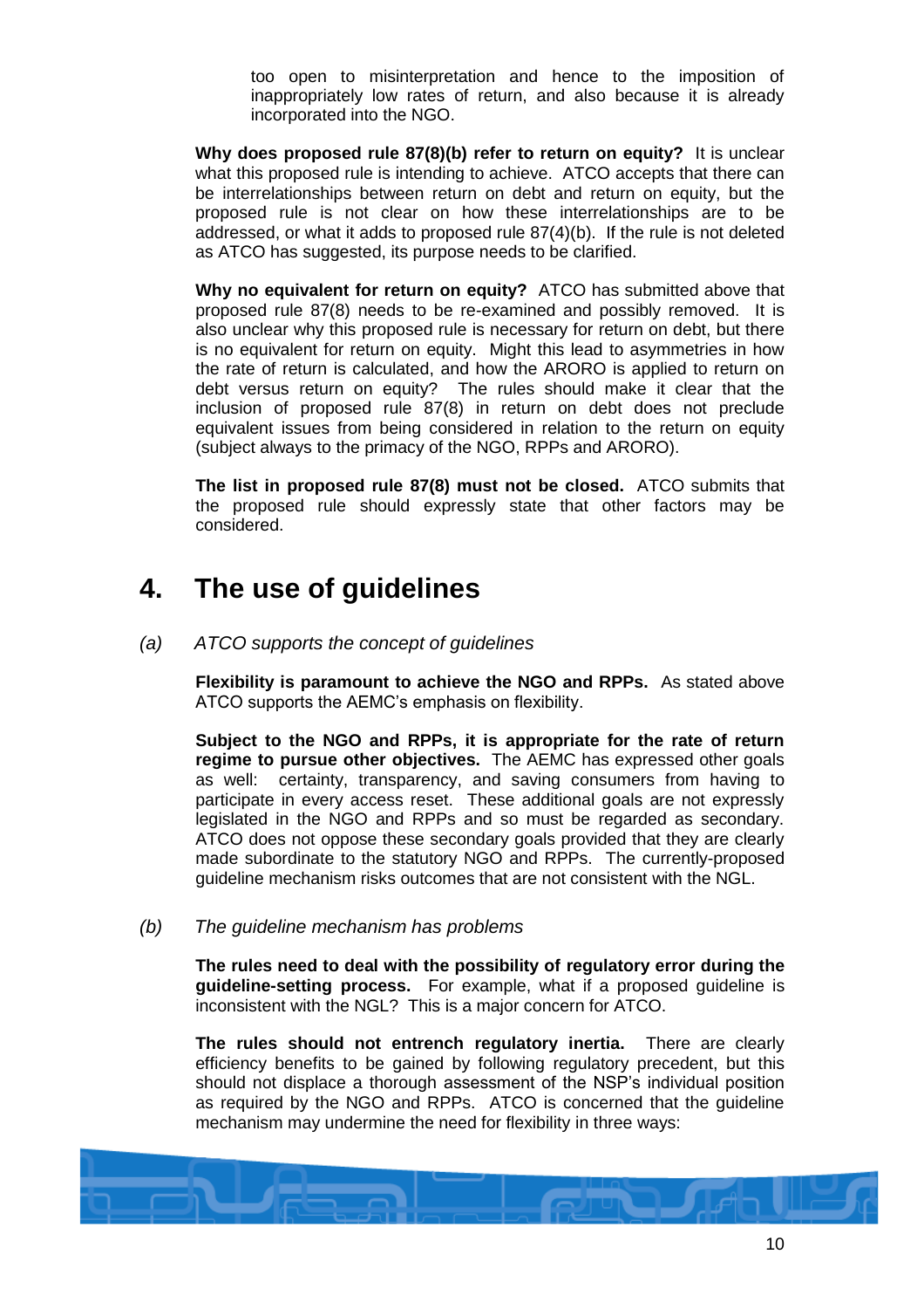too open to misinterpretation and hence to the imposition of inappropriately low rates of return, and also because it is already incorporated into the NGO.

**Why does proposed rule 87(8)(b) refer to return on equity?** It is unclear what this proposed rule is intending to achieve. ATCO accepts that there can be interrelationships between return on debt and return on equity, but the proposed rule is not clear on how these interrelationships are to be addressed, or what it adds to proposed rule 87(4)(b). If the rule is not deleted as ATCO has suggested, its purpose needs to be clarified.

**Why no equivalent for return on equity?** ATCO has submitted above that proposed rule 87(8) needs to be re-examined and possibly removed. It is also unclear why this proposed rule is necessary for return on debt, but there is no equivalent for return on equity. Might this lead to asymmetries in how the rate of return is calculated, and how the ARORO is applied to return on debt versus return on equity? The rules should make it clear that the inclusion of proposed rule 87(8) in return on debt does not preclude equivalent issues from being considered in relation to the return on equity (subject always to the primacy of the NGO, RPPs and ARORO).

**The list in proposed rule 87(8) must not be closed.** ATCO submits that the proposed rule should expressly state that other factors may be considered.

# 4. The use of guidelines

*(a) ATCO supports the concept of guidelines*

**Flexibility is paramount to achieve the NGO and RPPs.** As stated above ATCO supports the AEMC's emphasis on flexibility.

**Subject to the NGO and RPPs, it is appropriate for the rate of return regime to pursue other objectives.** The AEMC has expressed other goals as well: certainty, transparency, and saving consumers from having to participate in every access reset. These additional goals are not expressly legislated in the NGO and RPPs and so must be regarded as secondary. ATCO does not oppose these secondary goals provided that they are clearly made subordinate to the statutory NGO and RPPs. The currently-proposed guideline mechanism risks outcomes that are not consistent with the NGL.

*(b) The guideline mechanism has problems*

**The rules need to deal with the possibility of regulatory error during the guideline-setting process.** For example, what if a proposed guideline is inconsistent with the NGL? This is a major concern for ATCO.

**The rules should not entrench regulatory inertia.** There are clearly efficiency benefits to be gained by following regulatory precedent, but this should not displace a thorough assessment of the NSP's individual position as required by the NGO and RPPs. ATCO is concerned that the guideline mechanism may undermine the need for flexibility in three ways: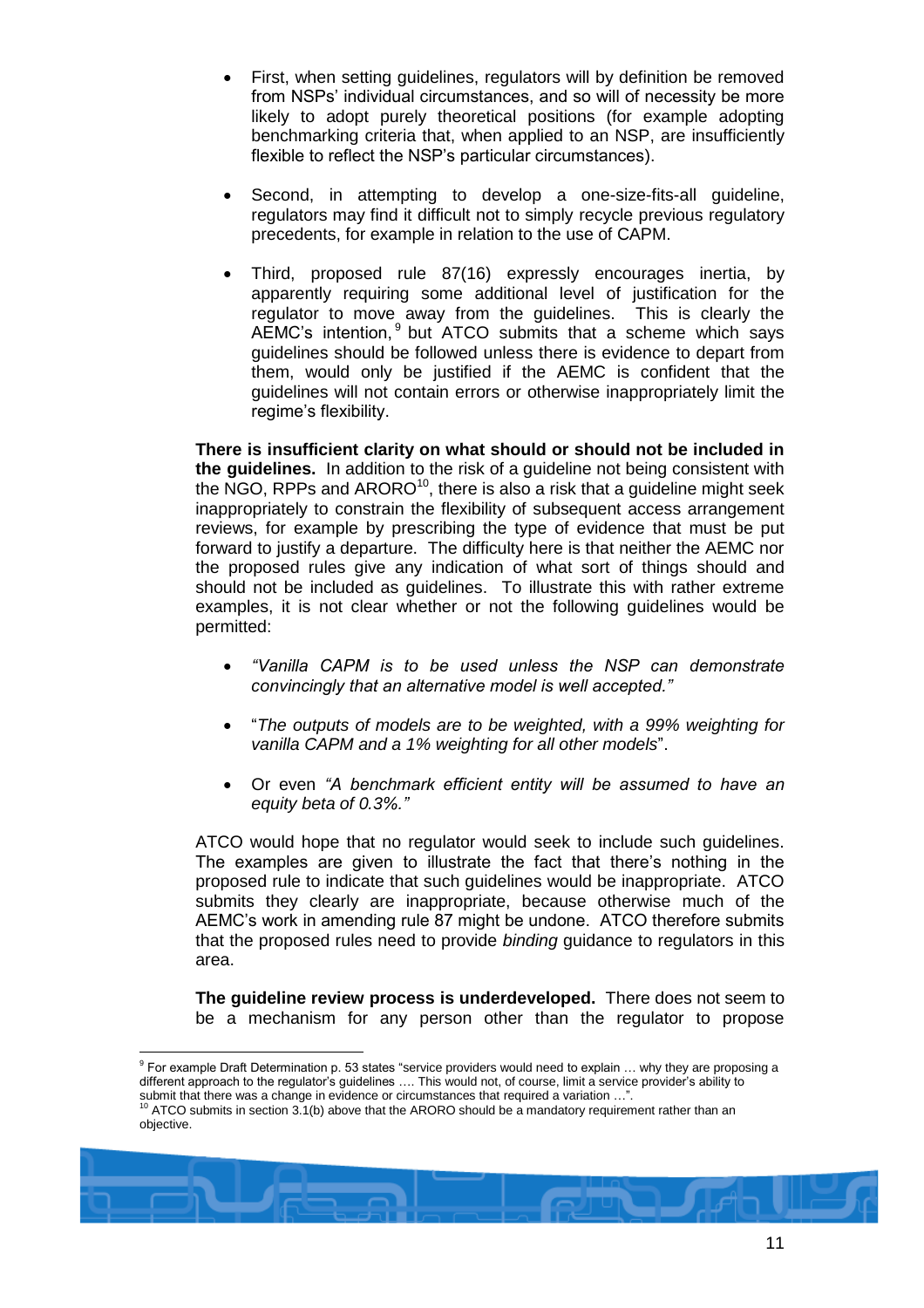- First, when setting guidelines, regulators will by definition be removed from NSPs' individual circumstances, and so will of necessity be more likely to adopt purely theoretical positions (for example adopting benchmarking criteria that, when applied to an NSP, are insufficiently flexible to reflect the NSP's particular circumstances).

- Second, in attempting to develop a one-size-fits-all guideline, regulators may find it difficult not to simply recycle previous regulatory precedents, for example in relation to the use of CAPM.

- Third, proposed rule 87(16) expressly encourages inertia, by apparently requiring some additional level of justification for the regulator to move away from the guidelines. This is clearly the AEMC's intention,[9] but ATCO submits that a scheme which says guidelines should be followed unless there is evidence to depart from them, would only be justified if the AEMC is confident that the guidelines will not contain errors or otherwise inappropriately limit the regime's flexibility.

**There is insufficient clarity on what should or should not be included in the guidelines.** In addition to the risk of a guideline not being consistent with the NGO, RPPs and ARORO[10], there is also a risk that a guideline might seek inappropriately to constrain the flexibility of subsequent access arrangement reviews, for example by prescribing the type of evidence that must be put forward to justify a departure. The difficulty here is that neither the AEMC nor the proposed rules give any indication of what sort of things should and should not be included as guidelines. To illustrate this with rather extreme examples, it is not clear whether or not the following guidelines would be permitted:

- *"Vanilla CAPM is to be used unless the NSP can demonstrate convincingly that an alternative model is well accepted."*

- "*The outputs of models are to be weighted, with a 99% weighting for vanilla CAPM and a 1% weighting for all other models*".

- Or even *"A benchmark efficient entity will be assumed to have an equity beta of 0.3%."*

ATCO would hope that no regulator would seek to include such guidelines. The examples are given to illustrate the fact that there's nothing in the proposed rule to indicate that such guidelines would be inappropriate. ATCO submits they clearly are inappropriate, because otherwise much of the AEMC's work in amending rule 87 might be undone. ATCO therefore submits that the proposed rules need to provide *binding* guidance to regulators in this area.

**The guideline review process is underdeveloped.** There does not seem to be a mechanism for any person other than the regulator to propose

[9] For example Draft Determination p. 53 states "service providers would need to explain … why they are proposing a different approach to the regulator's guidelines …. This would not, of course, limit a service provider's ability to submit that there was a change in evidence or circumstances that required a variation …".

[10] ATCO submits in section 3.1(b) above that the ARORO should be a mandatory requirement rather than an objective.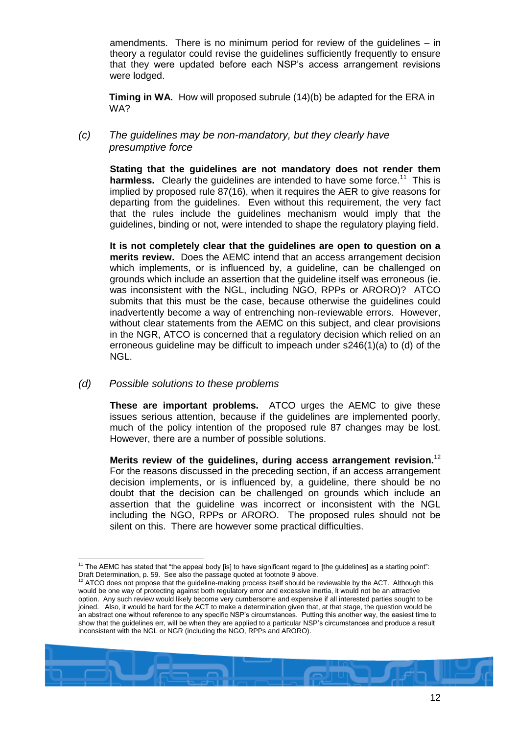amendments. There is no minimum period for review of the guidelines – in theory a regulator could revise the guidelines sufficiently frequently to ensure that they were updated before each NSP's access arrangement revisions were lodged.

**Timing in WA.** How will proposed subrule (14)(b) be adapted for the ERA in WA?

*(c) The guidelines may be non-mandatory, but they clearly have presumptive force*

**Stating that the guidelines are not mandatory does not render them harmless.** Clearly the guidelines are intended to have some force.[11] This is implied by proposed rule 87(16), when it requires the AER to give reasons for departing from the guidelines. Even without this requirement, the very fact that the rules include the guidelines mechanism would imply that the guidelines, binding or not, were intended to shape the regulatory playing field.

**It is not completely clear that the guidelines are open to question on a merits review.** Does the AEMC intend that an access arrangement decision which implements, or is influenced by, a guideline, can be challenged on grounds which include an assertion that the guideline itself was erroneous (ie. was inconsistent with the NGL, including NGO, RPPs or ARORO)? ATCO submits that this must be the case, because otherwise the guidelines could inadvertently become a way of entrenching non-reviewable errors. However, without clear statements from the AEMC on this subject, and clear provisions in the NGR, ATCO is concerned that a regulatory decision which relied on an erroneous guideline may be difficult to impeach under s246(1)(a) to (d) of the NGL.

*(d) Possible solutions to these problems*

**These are important problems.** ATCO urges the AEMC to give these issues serious attention, because if the guidelines are implemented poorly, much of the policy intention of the proposed rule 87 changes may be lost. However, there are a number of possible solutions.

**Merits review of the guidelines, during access arrangement revision.**[12] For the reasons discussed in the preceding section, if an access arrangement decision implements, or is influenced by, a guideline, there should be no doubt that the decision can be challenged on grounds which include an assertion that the guideline was incorrect or inconsistent with the NGL including the NGO, RPPs or ARORO. The proposed rules should not be silent on this. There are however some practical difficulties.

---

[11] The AEMC has stated that "the appeal body [is] to have significant regard to [the guidelines] as a starting point": Draft Determination, p. 59. See also the passage quoted at footnote 9 above.

[12] ATCO does not propose that the guideline-making process itself should be reviewable by the ACT. Although this would be one way of protecting against both regulatory error and excessive inertia, it would not be an attractive option. Any such review would likely become very cumbersome and expensive if all interested parties sought to be joined. Also, it would be hard for the ACT to make a determination given that, at that stage, the question would be an abstract one without reference to any specific NSP's circumstances. Putting this another way, the easiest time to show that the guidelines err, will be when they are applied to a particular NSP's circumstances and produce a result inconsistent with the NGL or NGR (including the NGO, RPPs and ARORO).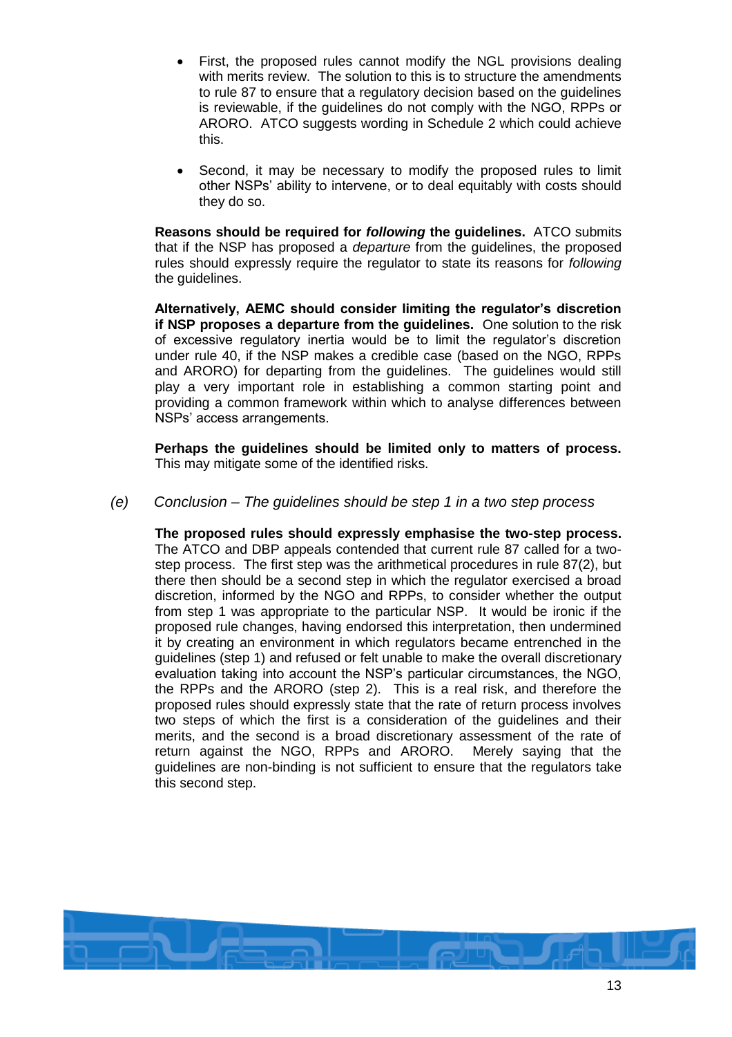- First, the proposed rules cannot modify the NGL provisions dealing with merits review. The solution to this is to structure the amendments to rule 87 to ensure that a regulatory decision based on the guidelines is reviewable, if the guidelines do not comply with the NGO, RPPs or ARORO. ATCO suggests wording in Schedule 2 which could achieve this.

- Second, it may be necessary to modify the proposed rules to limit other NSPs' ability to intervene, or to deal equitably with costs should they do so.

**Reasons should be required for *following* the guidelines.** ATCO submits that if the NSP has proposed a *departure* from the guidelines, the proposed rules should expressly require the regulator to state its reasons for *following* the guidelines.

**Alternatively, AEMC should consider limiting the regulator's discretion if NSP proposes a departure from the guidelines.** One solution to the risk of excessive regulatory inertia would be to limit the regulator's discretion under rule 40, if the NSP makes a credible case (based on the NGO, RPPs and ARORO) for departing from the guidelines. The guidelines would still play a very important role in establishing a common starting point and providing a common framework within which to analyse differences between NSPs' access arrangements.

**Perhaps the guidelines should be limited only to matters of process.** This may mitigate some of the identified risks.

*(e) Conclusion – The guidelines should be step 1 in a two step process*

**The proposed rules should expressly emphasise the two-step process.** The ATCO and DBP appeals contended that current rule 87 called for a two-step process. The first step was the arithmetical procedures in rule 87(2), but there then should be a second step in which the regulator exercised a broad discretion, informed by the NGO and RPPs, to consider whether the output from step 1 was appropriate to the particular NSP. It would be ironic if the proposed rule changes, having endorsed this interpretation, then undermined it by creating an environment in which regulators became entrenched in the guidelines (step 1) and refused or felt unable to make the overall discretionary evaluation taking into account the NSP's particular circumstances, the NGO, the RPPs and the ARORO (step 2). This is a real risk, and therefore the proposed rules should expressly state that the rate of return process involves two steps of which the first is a consideration of the guidelines and their merits, and the second is a broad discretionary assessment of the rate of return against the NGO, RPPs and ARORO. Merely saying that the guidelines are non-binding is not sufficient to ensure that the regulators take this second step.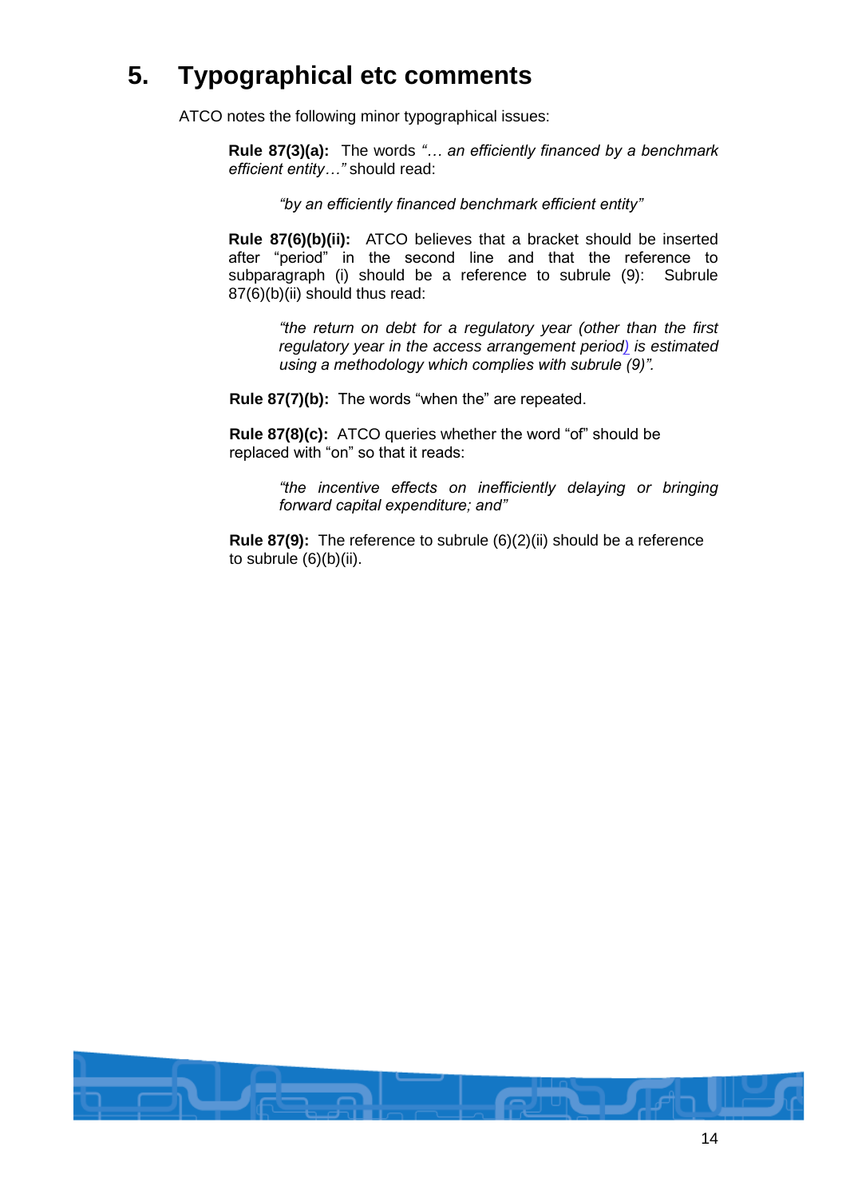# 5. Typographical etc comments

ATCO notes the following minor typographical issues:

**Rule 87(3)(a):** The words *"… an efficiently financed by a benchmark efficient entity…"* should read:

> *"by an efficiently financed benchmark efficient entity"*

**Rule 87(6)(b)(ii):** ATCO believes that a bracket should be inserted after "period" in the second line and that the reference to subparagraph (i) should be a reference to subrule (9): Subrule 87(6)(b)(ii) should thus read:

> *"the return on debt for a regulatory year (other than the first regulatory year in the access arrangement period) is estimated using a methodology which complies with subrule (9)".*

**Rule 87(7)(b):** The words "when the" are repeated.

**Rule 87(8)(c):** ATCO queries whether the word "of" should be replaced with "on" so that it reads:

> *"the incentive effects on inefficiently delaying or bringing forward capital expenditure; and"*

**Rule 87(9):** The reference to subrule (6)(2)(ii) should be a reference to subrule (6)(b)(ii).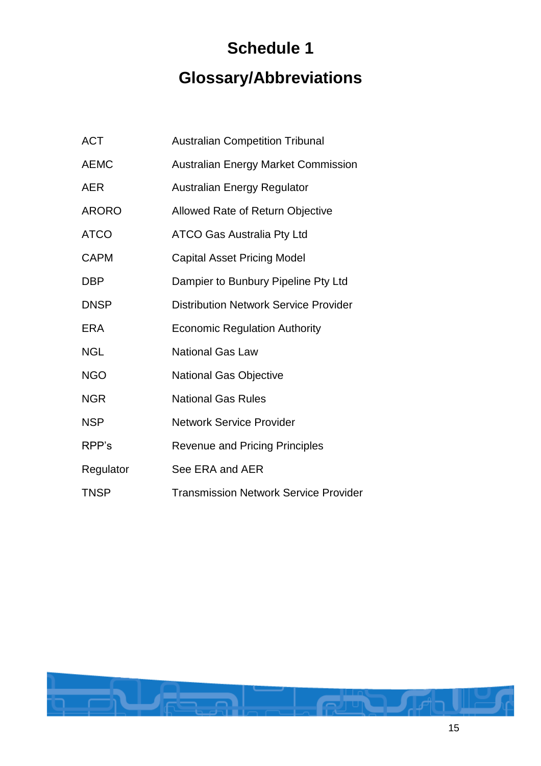# Schedule 1

# Glossary/Abbreviations

| | |
|---|---|
| ACT | Australian Competition Tribunal |
| AEMC | Australian Energy Market Commission |
| AER | Australian Energy Regulator |
| ARORO | Allowed Rate of Return Objective |
| ATCO | ATCO Gas Australia Pty Ltd |
| CAPM | Capital Asset Pricing Model |
| DBP | Dampier to Bunbury Pipeline Pty Ltd |
| DNSP | Distribution Network Service Provider |
| ERA | Economic Regulation Authority |
| NGL | National Gas Law |
| NGO | National Gas Objective |
| NGR | National Gas Rules |
| NSP | Network Service Provider |
| RPP's | Revenue and Pricing Principles |
| Regulator | See ERA and AER |
| TNSP | Transmission Network Service Provider |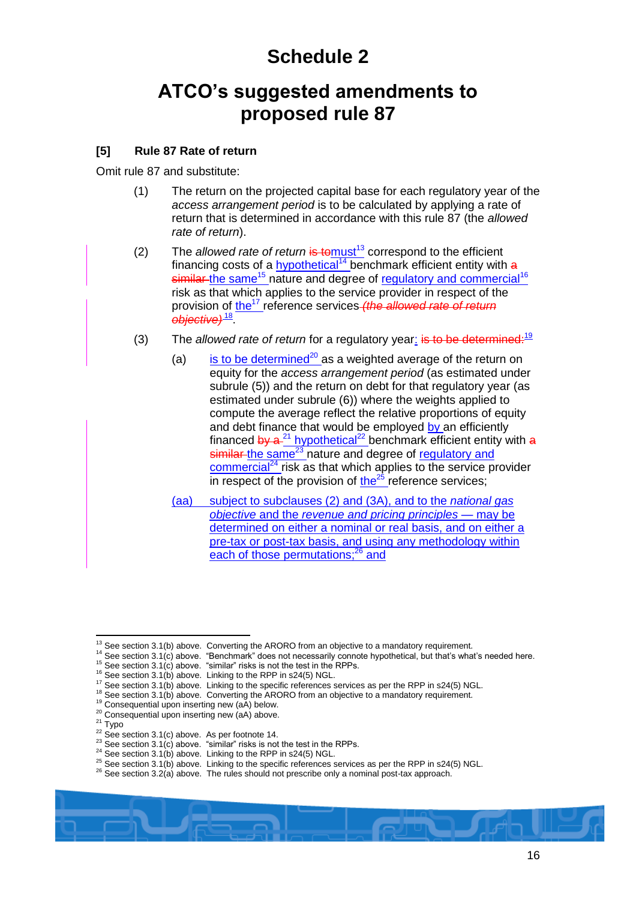# Schedule 2

# ATCO's suggested amendments to proposed rule 87

**[5] Rule 87 Rate of return**

Omit rule 87 and substitute:

(1) The return on the projected capital base for each regulatory year of the *access arrangement period* is to be calculated by applying a rate of return that is determined in accordance with this rule 87 (the *allowed rate of return*).

(2) The *allowed rate of return* ~~is to~~must[13] correspond to the efficient financing costs of a hypothetical[14] benchmark efficient entity with ~~a similar~~ the same[15] nature and degree of regulatory and commercial[16] risk as that which applies to the service provider in respect of the provision of the[17] reference services ~~*(the allowed rate of return objective)*~~[18].

(3) The *allowed rate of return* for a regulatory year: ~~is to be determined:~~[19]

(a) is to be determined[20] as a weighted average of the return on equity for the *access arrangement period* (as estimated under subrule (5)) and the return on debt for that regulatory year (as estimated under subrule (6)) where the weights applied to compute the average reflect the relative proportions of equity and debt finance that would be employed by an efficiently financed ~~by a~~[21] hypothetical[22] benchmark efficient entity with ~~a similar~~ the same[23] nature and degree of regulatory and commercial[24] risk as that which applies to the service provider in respect of the provision of the[25] reference services;

(aa) subject to subclauses (2) and (3A), and to the *national gas objective* and the *revenue and pricing principles* — may be determined on either a nominal or real basis, and on either a pre-tax or post-tax basis, and using any methodology within each of those permutations;[26] and

---

[13] See section 3.1(b) above. Converting the ARORO from an objective to a mandatory requirement.
[14] See section 3.1(c) above. "Benchmark" does not necessarily connote hypothetical, but that's what's needed here.
[15] See section 3.1(c) above. "similar" risks is not the test in the RPPs.
[16] See section 3.1(b) above. Linking to the RPP in s24(5) NGL.
[17] See section 3.1(b) above. Linking to the specific references services as per the RPP in s24(5) NGL.
[18] See section 3.1(b) above. Converting the ARORO from an objective to a mandatory requirement.
[19] Consequential upon inserting new (aA) below.
[20] Consequential upon inserting new (aA) above.
[21] Typo
[22] See section 3.1(c) above. As per footnote 14.
[23] See section 3.1(c) above. "similar" risks is not the test in the RPPs.
[24] See section 3.1(b) above. Linking to the RPP in s24(5) NGL.
[25] See section 3.1(b) above. Linking to the specific references services as per the RPP in s24(5) NGL.
[26] See section 3.2(a) above. The rules should not prescribe only a nominal post-tax approach.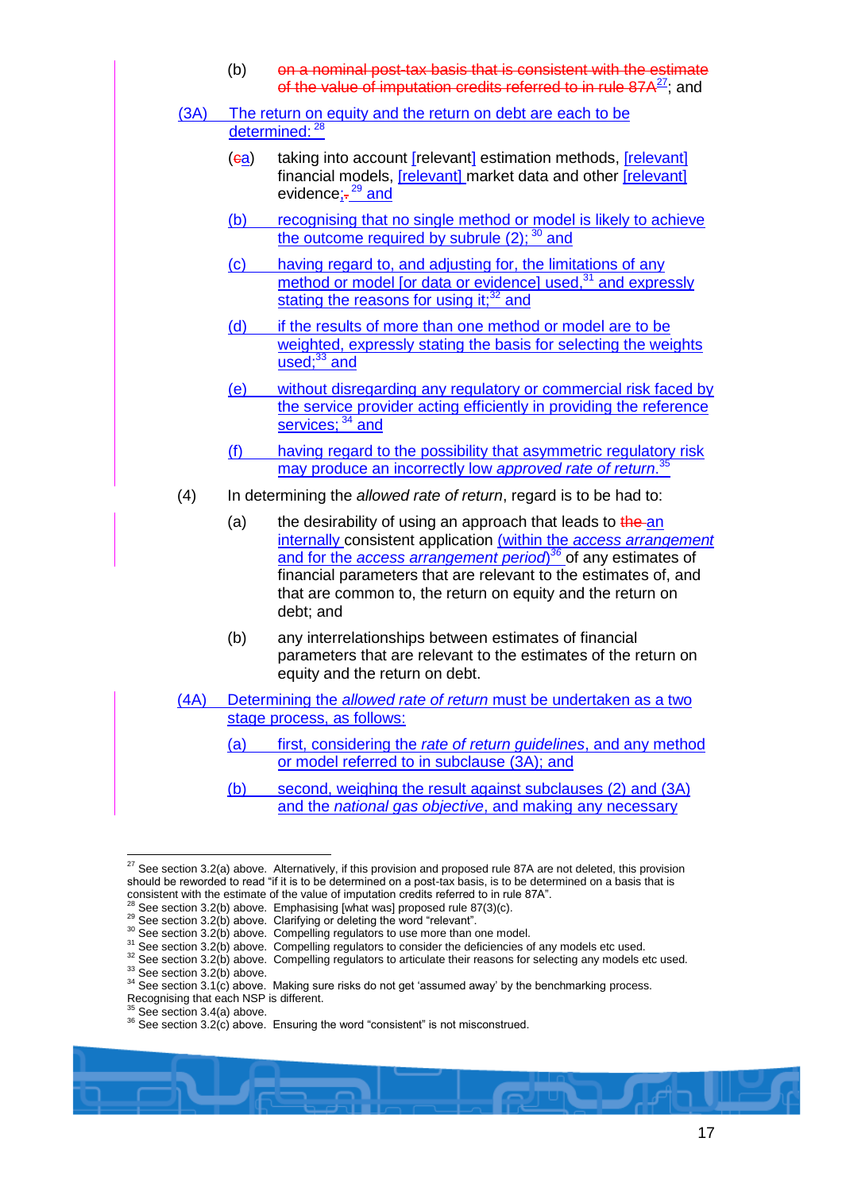(b) ~~on a nominal post-tax basis that is consistent with the estimate of the value of imputation credits referred to in rule 87A~~[27]; and

(3A) The return on equity and the return on debt are each to be determined: [28]

(~~c~~a) taking into account [relevant] estimation methods, [relevant] financial models, [relevant] market data and other [relevant] evidence;~~.~~ [29] and

(b) recognising that no single method or model is likely to achieve the outcome required by subrule (2); [30] and

(c) having regard to, and adjusting for, the limitations of any method or model [or data or evidence] used,[31] and expressly stating the reasons for using it;[32] and

(d) if the results of more than one method or model are to be weighted, expressly stating the basis for selecting the weights used;[33] and

(e) without disregarding any regulatory or commercial risk faced by the service provider acting efficiently in providing the reference services; [34] and

(f) having regard to the possibility that asymmetric regulatory risk may produce an incorrectly low *approved rate of return*.[35]

(4) In determining the *allowed rate of return*, regard is to be had to:

(a) the desirability of using an approach that leads to ~~the~~ an internally consistent application (within the *access arrangement* and for the *access arrangement period*)[36] of any estimates of financial parameters that are relevant to the estimates of, and that are common to, the return on equity and the return on debt; and

(b) any interrelationships between estimates of financial parameters that are relevant to the estimates of the return on equity and the return on debt.

(4A) Determining the *allowed rate of return* must be undertaken as a two stage process, as follows:

(a) first, considering the *rate of return guidelines*, and any method or model referred to in subclause (3A); and

(b) second, weighing the result against subclauses (2) and (3A) and the *national gas objective*, and making any necessary

---

[27] See section 3.2(a) above. Alternatively, if this provision and proposed rule 87A are not deleted, this provision should be reworded to read "if it is to be determined on a post-tax basis, is to be determined on a basis that is consistent with the estimate of the value of imputation credits referred to in rule 87A".

[28] See section 3.2(b) above. Emphasising [what was] proposed rule 87(3)(c).

[29] See section 3.2(b) above. Clarifying or deleting the word "relevant".

[30] See section 3.2(b) above. Compelling regulators to use more than one model.

[31] See section 3.2(b) above. Compelling regulators to consider the deficiencies of any models etc used.

[32] See section 3.2(b) above. Compelling regulators to articulate their reasons for selecting any models etc used.

[33] See section 3.2(b) above.

[34] See section 3.1(c) above. Making sure risks do not get 'assumed away' by the benchmarking process. Recognising that each NSP is different.

[35] See section 3.4(a) above.

[36] See section 3.2(c) above. Ensuring the word "consistent" is not misconstrued.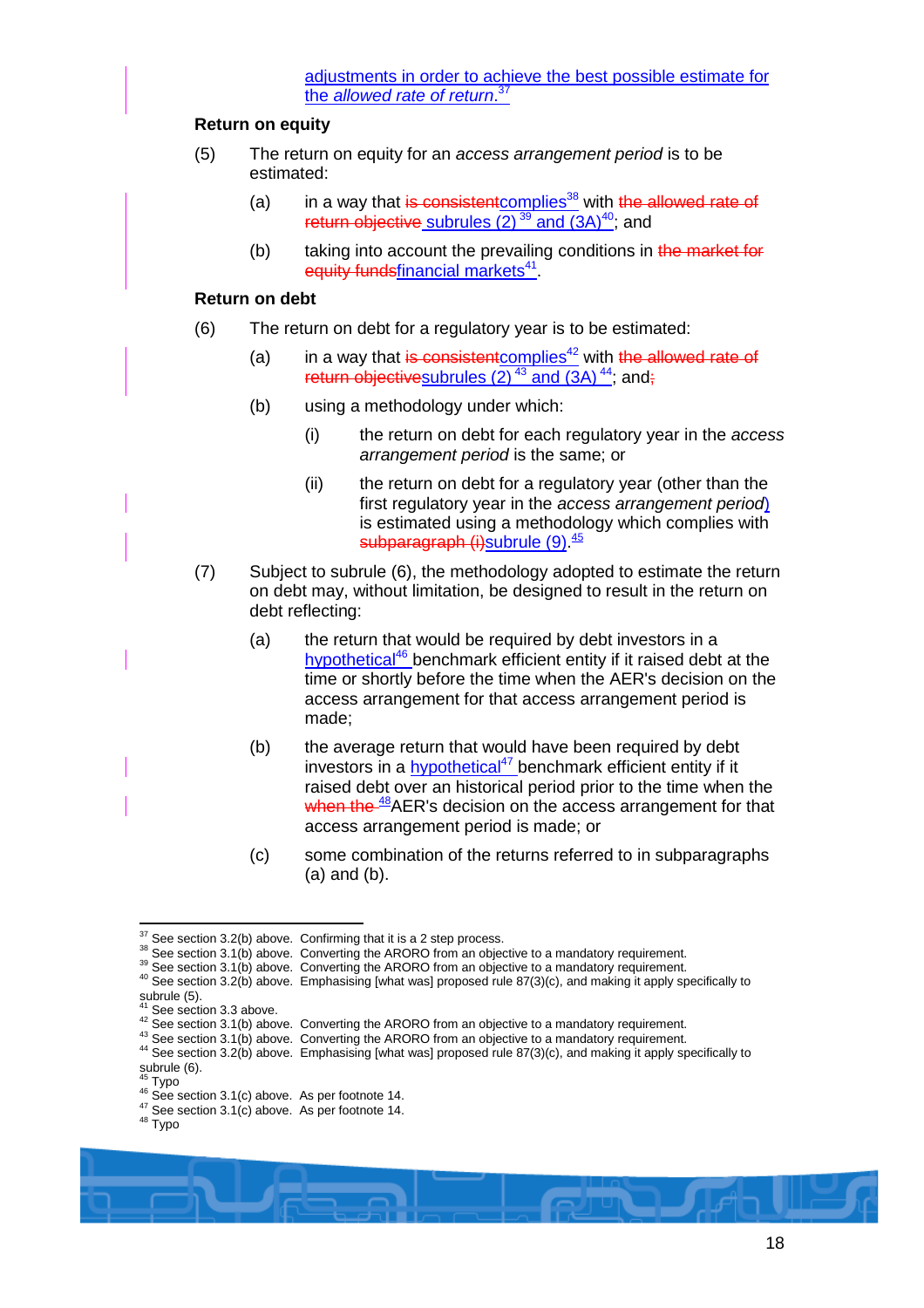adjustments in order to achieve the best possible estimate for the *allowed rate of return*.[37]

**Return on equity**

(5) The return on equity for an *access arrangement period* is to be estimated:

(a) in a way that ~~is consistent~~complies[38] with ~~the allowed rate of return objective~~ subrules (2) [39] and (3A)[40]; and

(b) taking into account the prevailing conditions in ~~the market for equity funds~~financial markets[41].

**Return on debt**

(6) The return on debt for a regulatory year is to be estimated:

(a) in a way that ~~is consistent~~complies[42] with ~~the allowed rate of return objective~~subrules (2) [43] and (3A) [44]; and~~;~~

(b) using a methodology under which:

(i) the return on debt for each regulatory year in the *access arrangement period* is the same; or

(ii) the return on debt for a regulatory year (other than the first regulatory year in the *access arrangement period*) is estimated using a methodology which complies with ~~subparagraph (i)~~subrule (9).[45]

(7) Subject to subrule (6), the methodology adopted to estimate the return on debt may, without limitation, be designed to result in the return on debt reflecting:

(a) the return that would be required by debt investors in a hypothetical[46] benchmark efficient entity if it raised debt at the time or shortly before the time when the AER's decision on the access arrangement for that access arrangement period is made;

(b) the average return that would have been required by debt investors in a hypothetical[47] benchmark efficient entity if it raised debt over an historical period prior to the time when the ~~when the~~ [48]AER's decision on the access arrangement for that access arrangement period is made; or

(c) some combination of the returns referred to in subparagraphs (a) and (b).

---

[37] See section 3.2(b) above. Confirming that it is a 2 step process.
[38] See section 3.1(b) above. Converting the ARORO from an objective to a mandatory requirement.
[39] See section 3.1(b) above. Converting the ARORO from an objective to a mandatory requirement.
[40] See section 3.2(b) above. Emphasising [what was] proposed rule 87(3)(c), and making it apply specifically to subrule (5).
[41] See section 3.3 above.
[42] See section 3.1(b) above. Converting the ARORO from an objective to a mandatory requirement.
[43] See section 3.1(b) above. Converting the ARORO from an objective to a mandatory requirement.
[44] See section 3.2(b) above. Emphasising [what was] proposed rule 87(3)(c), and making it apply specifically to subrule (6).
[45] Typo
[46] See section 3.1(c) above. As per footnote 14.
[47] See section 3.1(c) above. As per footnote 14.
[48] Typo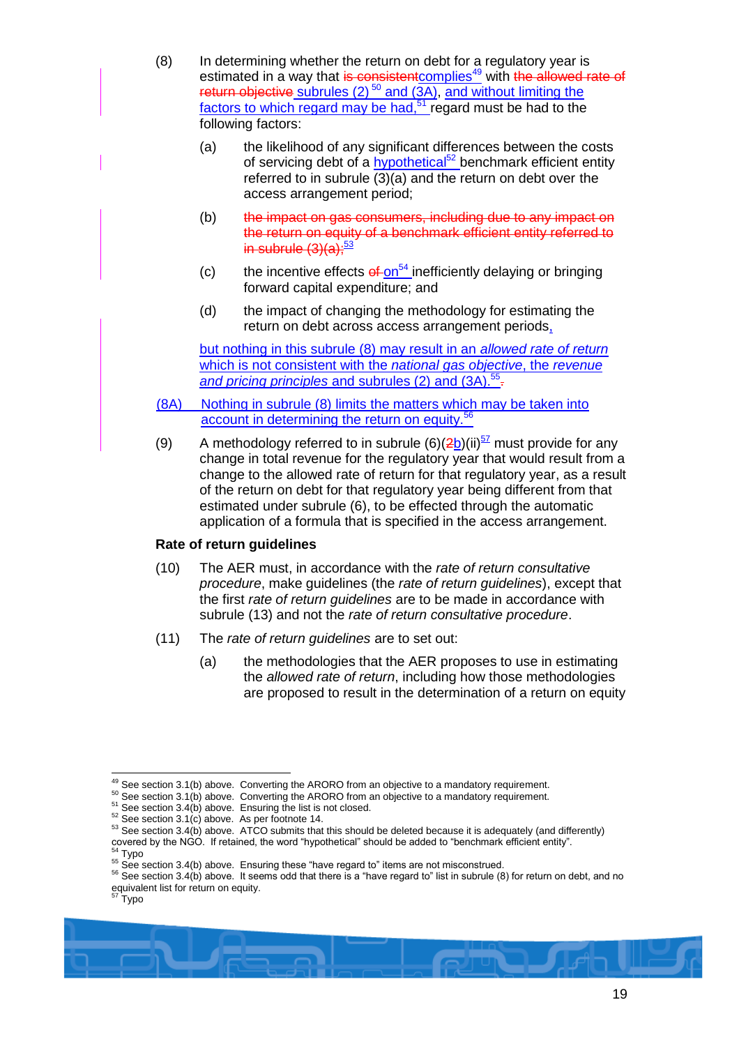(8) In determining whether the return on debt for a regulatory year is estimated in a way that ~~is consistent~~complies[49] with ~~the allowed rate of return objective~~ subrules (2)[50] and (3A), and without limiting the factors to which regard may be had,[51] regard must be had to the following factors:

(a) the likelihood of any significant differences between the costs of servicing debt of a hypothetical[52] benchmark efficient entity referred to in subrule (3)(a) and the return on debt over the access arrangement period;

(b) ~~the impact on gas consumers, including due to any impact on the return on equity of a benchmark efficient entity referred to in subrule (3)(a);~~[53]

(c) the incentive effects ~~of~~ on[54] inefficiently delaying or bringing forward capital expenditure; and

(d) the impact of changing the methodology for estimating the return on debt across access arrangement periods,

but nothing in this subrule (8) may result in an *allowed rate of return* which is not consistent with the *national gas objective*, the *revenue and pricing principles* and subrules (2) and (3A).[55]~~.~~

(8A) Nothing in subrule (8) limits the matters which may be taken into account in determining the return on equity.[56]

(9) A methodology referred to in subrule (6)(~~2~~b)(ii)[57] must provide for any change in total revenue for the regulatory year that would result from a change to the allowed rate of return for that regulatory year, as a result of the return on debt for that regulatory year being different from that estimated under subrule (6), to be effected through the automatic application of a formula that is specified in the access arrangement.

**Rate of return guidelines**

(10) The AER must, in accordance with the *rate of return consultative procedure*, make guidelines (the *rate of return guidelines*), except that the first *rate of return guidelines* are to be made in accordance with subrule (13) and not the *rate of return consultative procedure*.

(11) The *rate of return guidelines* are to set out:

(a) the methodologies that the AER proposes to use in estimating the *allowed rate of return*, including how those methodologies are proposed to result in the determination of a return on equity

---

[49] See section 3.1(b) above. Converting the ARORO from an objective to a mandatory requirement.

[50] See section 3.1(b) above. Converting the ARORO from an objective to a mandatory requirement.

[51] See section 3.4(b) above. Ensuring the list is not closed.

[52] See section 3.1(c) above. As per footnote 14.

[53] See section 3.4(b) above. ATCO submits that this should be deleted because it is adequately (and differently) covered by the NGO. If retained, the word "hypothetical" should be added to "benchmark efficient entity".

[54] Typo

[55] See section 3.4(b) above. Ensuring these "have regard to" items are not misconstrued.

[56] See section 3.4(b) above. It seems odd that there is a "have regard to" list in subrule (8) for return on debt, and no equivalent list for return on equity.

[57] Typo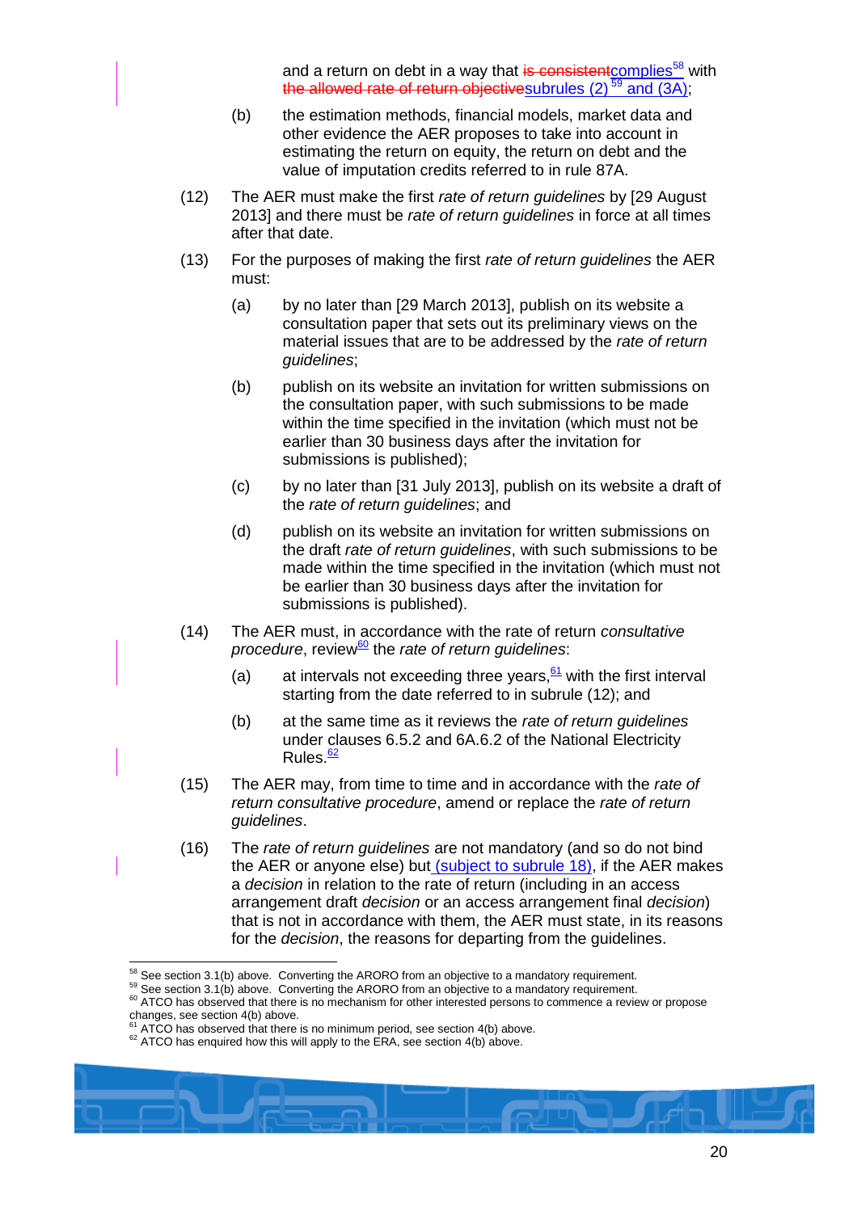and a return on debt in a way that ~~is consistent~~complies[58] with ~~the allowed rate of return objective~~subrules (2) [59] and (3A);

(b) the estimation methods, financial models, market data and other evidence the AER proposes to take into account in estimating the return on equity, the return on debt and the value of imputation credits referred to in rule 87A.

(12) The AER must make the first *rate of return guidelines* by [29 August 2013] and there must be *rate of return guidelines* in force at all times after that date.

(13) For the purposes of making the first *rate of return guidelines* the AER must:

(a) by no later than [29 March 2013], publish on its website a consultation paper that sets out its preliminary views on the material issues that are to be addressed by the *rate of return guidelines*;

(b) publish on its website an invitation for written submissions on the consultation paper, with such submissions to be made within the time specified in the invitation (which must not be earlier than 30 business days after the invitation for submissions is published);

(c) by no later than [31 July 2013], publish on its website a draft of the *rate of return guidelines*; and

(d) publish on its website an invitation for written submissions on the draft *rate of return guidelines*, with such submissions to be made within the time specified in the invitation (which must not be earlier than 30 business days after the invitation for submissions is published).

(14) The AER must, in accordance with the rate of return *consultative procedure*, review[60] the *rate of return guidelines*:

(a) at intervals not exceeding three years,[61] with the first interval starting from the date referred to in subrule (12); and

(b) at the same time as it reviews the *rate of return guidelines* under clauses 6.5.2 and 6A.6.2 of the National Electricity Rules.[62]

(15) The AER may, from time to time and in accordance with the *rate of return consultative procedure*, amend or replace the *rate of return guidelines*.

(16) The *rate of return guidelines* are not mandatory (and so do not bind the AER or anyone else) but (subject to subrule 18), if the AER makes a *decision* in relation to the rate of return (including in an access arrangement draft *decision* or an access arrangement final *decision*) that is not in accordance with them, the AER must state, in its reasons for the *decision*, the reasons for departing from the guidelines.

---

[58] See section 3.1(b) above. Converting the ARORO from an objective to a mandatory requirement.

[59] See section 3.1(b) above. Converting the ARORO from an objective to a mandatory requirement.

[60] ATCO has observed that there is no mechanism for other interested persons to commence a review or propose changes, see section 4(b) above.

[61] ATCO has observed that there is no minimum period, see section 4(b) above.

[62] ATCO has enquired how this will apply to the ERA, see section 4(b) above.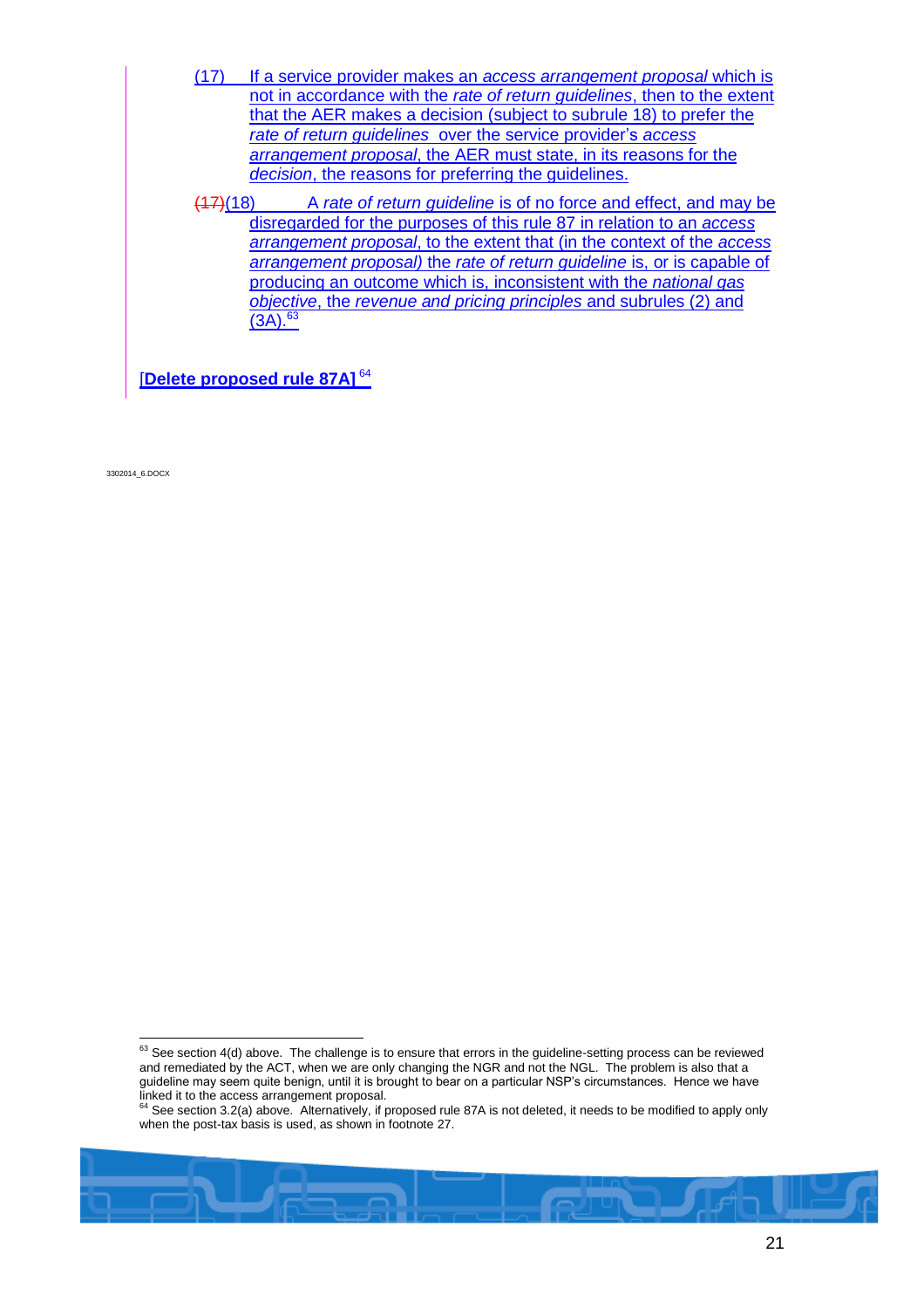(17) If a service provider makes an *access arrangement proposal* which is not in accordance with the *rate of return guidelines*, then to the extent that the AER makes a decision (subject to subrule 18) to prefer the *rate of return guidelines* over the service provider's *access arrangement proposal*, the AER must state, in its reasons for the *decision*, the reasons for preferring the guidelines.

~~(17)~~(18) A *rate of return guideline* is of no force and effect, and may be disregarded for the purposes of this rule 87 in relation to an *access arrangement proposal*, to the extent that (in the context of the *access arrangement proposal)* the *rate of return guideline* is, or is capable of producing an outcome which is, inconsistent with the *national gas objective*, the *revenue and pricing principles* and subrules (2) and (3A).[63]

**[Delete proposed rule 87A]**[64]

3302014_6.DOCX

[63] See section 4(d) above. The challenge is to ensure that errors in the guideline-setting process can be reviewed and remediated by the ACT, when we are only changing the NGR and not the NGL. The problem is also that a guideline may seem quite benign, until it is brought to bear on a particular NSP's circumstances. Hence we have linked it to the access arrangement proposal.

[64] See section 3.2(a) above. Alternatively, if proposed rule 87A is not deleted, it needs to be modified to apply only when the post-tax basis is used, as shown in footnote 27.